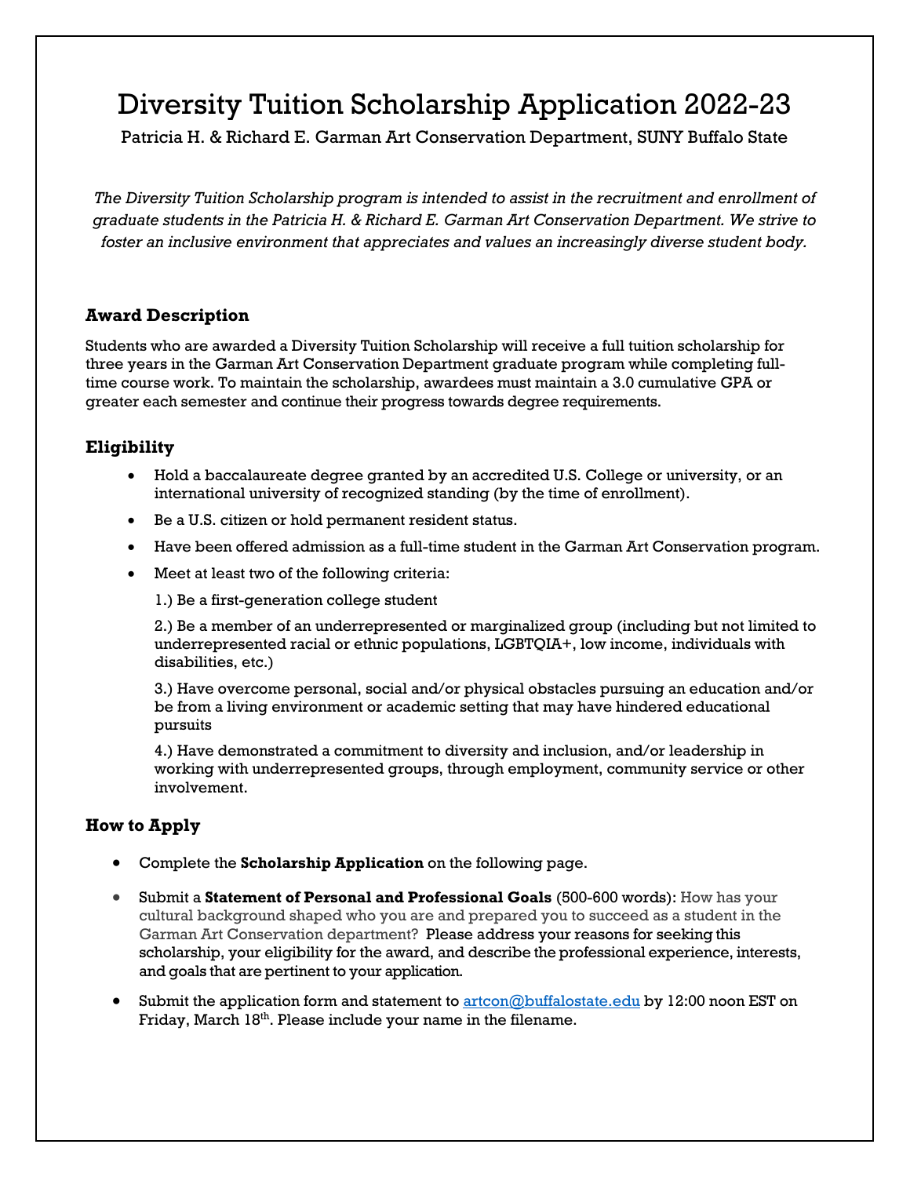# Diversity Tuition Scholarship Application 2022-23

Patricia H. & Richard E. Garman Art Conservation Department, SUNY Buffalo State

*The Diversity Tuition Scholarship program is intended to assist in the recruitment and enrollment of graduate students in the Patricia H. & Richard E. Garman Art Conservation Department. We strive to foster an inclusive environment that appreciates and values an increasingly diverse student body.*

## Award Description

Students who are awarded a Diversity Tuition Scholarship will receive a full tuition scholarship for three years in the Garman Art Conservation Department graduate program while completing full-time course work. To maintain the scholarship, awardees must maintain a 3.0 cumulative GPA or greater each semester and continue their progress towards degree requirements.

## Eligibility

- Hold a baccalaureate degree granted by an accredited U.S. College or university, or an international university of recognized standing (by the time of enrollment).
- Be a U.S. citizen or hold permanent resident status.
- Have been offered admission as a full-time student in the Garman Art Conservation program.
- Meet at least two of the following criteria:

  1.) Be a first-generation college student

  2.) Be a member of an underrepresented or marginalized group (including but not limited to underrepresented racial or ethnic populations, LGBTQIA+, low income, individuals with disabilities, etc.)

  3.) Have overcome personal, social and/or physical obstacles pursuing an education and/or be from a living environment or academic setting that may have hindered educational pursuits

  4.) Have demonstrated a commitment to diversity and inclusion, and/or leadership in working with underrepresented groups, through employment, community service or other involvement.

## How to Apply

- Complete the **Scholarship Application** on the following page.
- Submit a **Statement of Personal and Professional Goals** (500-600 words): How has your cultural background shaped who you are and prepared you to succeed as a student in the Garman Art Conservation department? Please address your reasons for seeking this scholarship, your eligibility for the award, and describe the professional experience, interests, and goals that are pertinent to your application.
- Submit the application form and statement to artcon@buffalostate.edu by 12:00 noon EST on Friday, March 18th. Please include your name in the filename.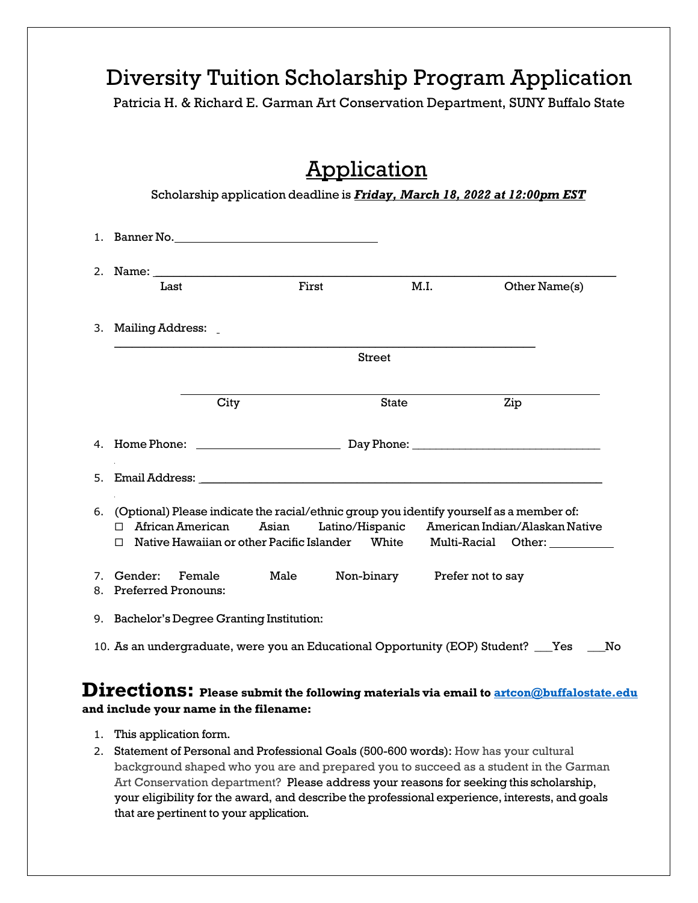# Diversity Tuition Scholarship Program Application

Patricia H. & Richard E. Garman Art Conservation Department, SUNY Buffalo State

## Application

Scholarship application deadline is ***Friday, March 18, 2022 at 12:00pm EST***

1. Banner No.\_\_\_\_\_\_\_\_\_\_\_\_\_\_\_\_\_\_\_\_\_\_\_\_\_\_\_\_\_\_
2. Name: \_\_\_\_\_\_\_\_\_\_\_\_\_\_\_\_\_\_\_\_\_\_\_\_\_\_\_\_\_\_\_\_\_\_\_\_\_\_\_\_\_\_\_\_\_\_\_\_\_\_\_\_\_\_\_\_\_\_\_\_
   Last First M.I. Other Name(s)
3. Mailing Address: \_\_\_\_\_\_\_\_\_\_\_\_\_\_\_\_\_\_\_\_\_\_\_\_\_\_\_\_\_\_\_\_\_\_\_\_\_\_\_\_\_\_\_\_\_\_\_\_\_\_\_\_\_\_\_\_\_\_\_\_
   Street
   \_\_\_\_\_\_\_\_\_\_\_\_\_\_\_\_\_\_\_\_\_\_\_\_\_\_\_\_\_\_\_\_\_\_\_\_\_\_\_\_\_\_\_\_\_\_\_\_\_\_\_\_\_\_\_\_\_\_
   City State Zip
4. Home Phone: \_\_\_\_\_\_\_\_\_\_\_\_\_\_\_\_\_\_\_\_\_\_ Day Phone: \_\_\_\_\_\_\_\_\_\_\_\_\_\_\_\_\_\_\_\_\_\_\_\_\_\_\_\_\_\_
5. Email Address: \_\_\_\_\_\_\_\_\_\_\_\_\_\_\_\_\_\_\_\_\_\_\_\_\_\_\_\_\_\_\_\_\_\_\_\_\_\_\_\_\_\_\_\_\_\_\_\_\_\_\_\_\_\_\_\_\_\_\_\_
6. (Optional) Please indicate the racial/ethnic group you identify yourself as a member of:
   ☐ African American Asian Latino/Hispanic American Indian/Alaskan Native
   ☐ Native Hawaiian or other Pacific Islander White Multi-Racial Other: \_\_\_\_\_\_\_\_\_\_
7. Gender: Female Male Non-binary Prefer not to say
8. Preferred Pronouns:
9. Bachelor's Degree Granting Institution:
10. As an undergraduate, were you an Educational Opportunity (EOP) Student? \_\_\_Yes \_\_\_No

## Directions: **Please submit the following materials via email to [artcon@buffalostate.edu](mailto:artcon@buffalostate.edu) and include your name in the filename:**

1. This application form.
2. Statement of Personal and Professional Goals (500-600 words): How has your cultural background shaped who you are and prepared you to succeed as a student in the Garman Art Conservation department? Please address your reasons for seeking this scholarship, your eligibility for the award, and describe the professional experience, interests, and goals that are pertinent to your application.